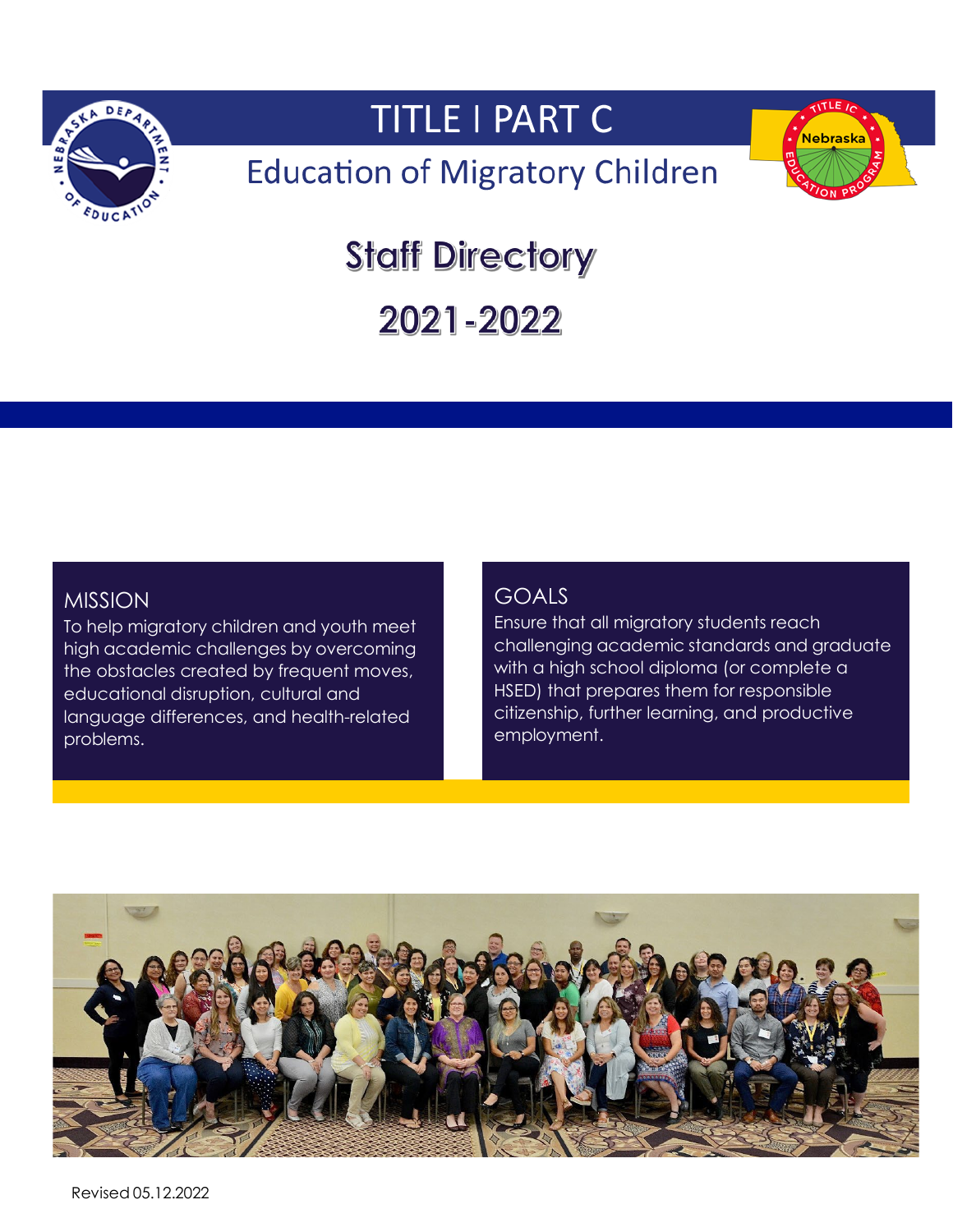# TITLE I PART C

## Education of Migratory Children

# Staff Directory

# 2021-2022

### MISSION

To help migratory children and youth meet high academic challenges by overcoming the obstacles created by frequent moves, educational disruption, cultural and language differences, and health-related problems.

### GOALS

Ensure that all migratory students reach challenging academic standards and graduate with a high school diploma (or complete a HSED) that prepares them for responsible citizenship, further learning, and productive employment.

Revised 05.12.2022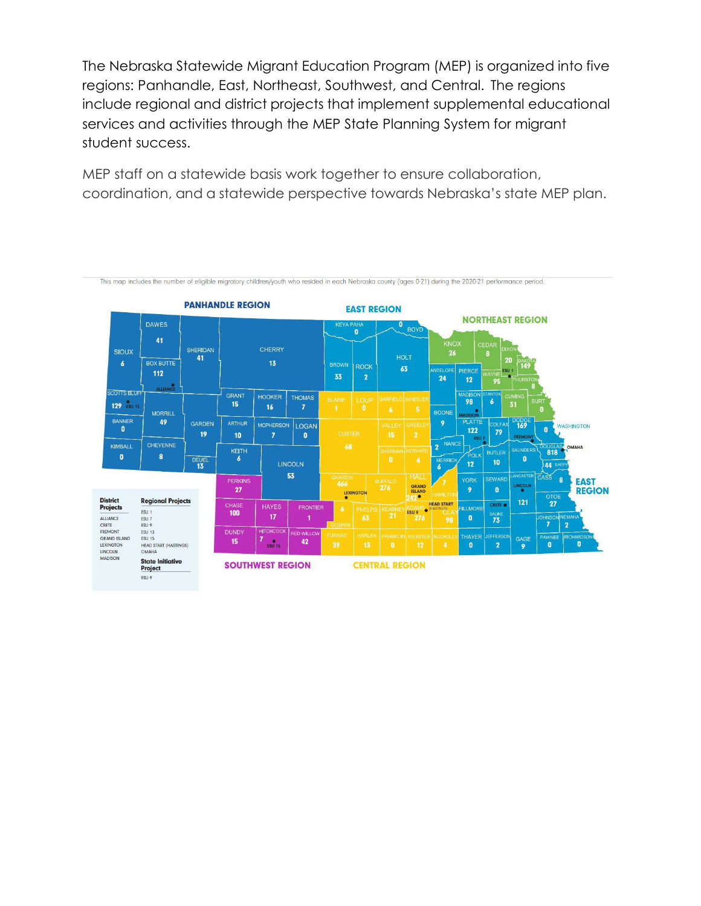The Nebraska Statewide Migrant Education Program (MEP) is organized into five regions: Panhandle, East, Northeast, Southwest, and Central. The regions include regional and district projects that implement supplemental educational services and activities through the MEP State Planning System for migrant student success.

MEP staff on a statewide basis work together to ensure collaboration, coordination, and a statewide perspective towards Nebraska's state MEP plan.

This map includes the number of eligible migratory children/youth who resided in each Nebraska county (ages 0-21) during the 2020-21 performance period.

| District Projects | Regional Projects |
|---|---|
| ALLIANCE | ESU 1 |
| CRETE | ESU 7 |
| FREMONT | ESU 9 |
| GRAND ISLAND | ESU 13 |
| LEXINGTON | ESU 15 |
| LINCOLN | HEAD START (HASTINGS) |
| MADISON | OMAHA |

**State Initiative Project**

ESU 9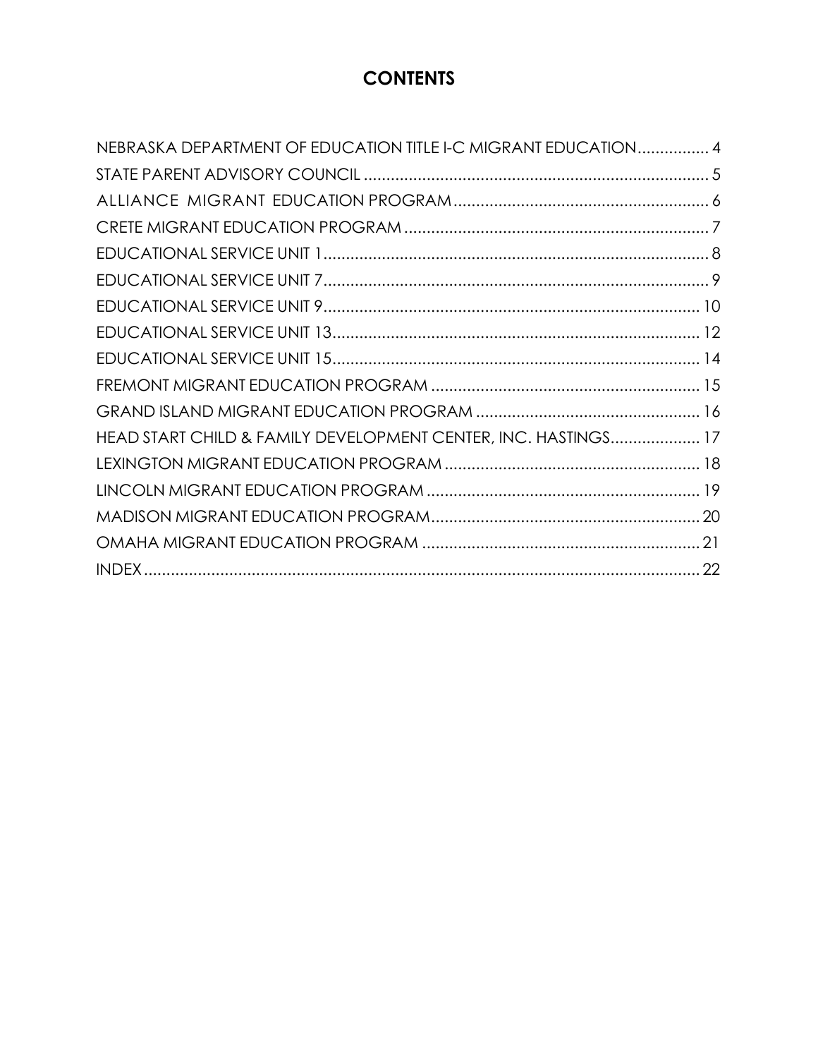# CONTENTS

NEBRASKA DEPARTMENT OF EDUCATION TITLE I-C MIGRANT EDUCATION................ 4

STATE PARENT ADVISORY COUNCIL ............................................................................ 5

ALLIANCE MIGRANT EDUCATION PROGRAM........................................................ 6

CRETE MIGRANT EDUCATION PROGRAM ................................................................... 7

EDUCATIONAL SERVICE UNIT 1...................................................................................... 8

EDUCATIONAL SERVICE UNIT 7...................................................................................... 9

EDUCATIONAL SERVICE UNIT 9.................................................................................... 10

EDUCATIONAL SERVICE UNIT 13.................................................................................. 12

EDUCATIONAL SERVICE UNIT 15.................................................................................. 14

FREMONT MIGRANT EDUCATION PROGRAM ........................................................... 15

GRAND ISLAND MIGRANT EDUCATION PROGRAM .................................................. 16

HEAD START CHILD & FAMILY DEVELOPMENT CENTER, INC. HASTINGS.................... 17

LEXINGTON MIGRANT EDUCATION PROGRAM ......................................................... 18

LINCOLN MIGRANT EDUCATION PROGRAM ............................................................. 19

MADISON MIGRANT EDUCATION PROGRAM............................................................ 20

OMAHA MIGRANT EDUCATION PROGRAM .............................................................. 21

INDEX.............................................................................................................................. 22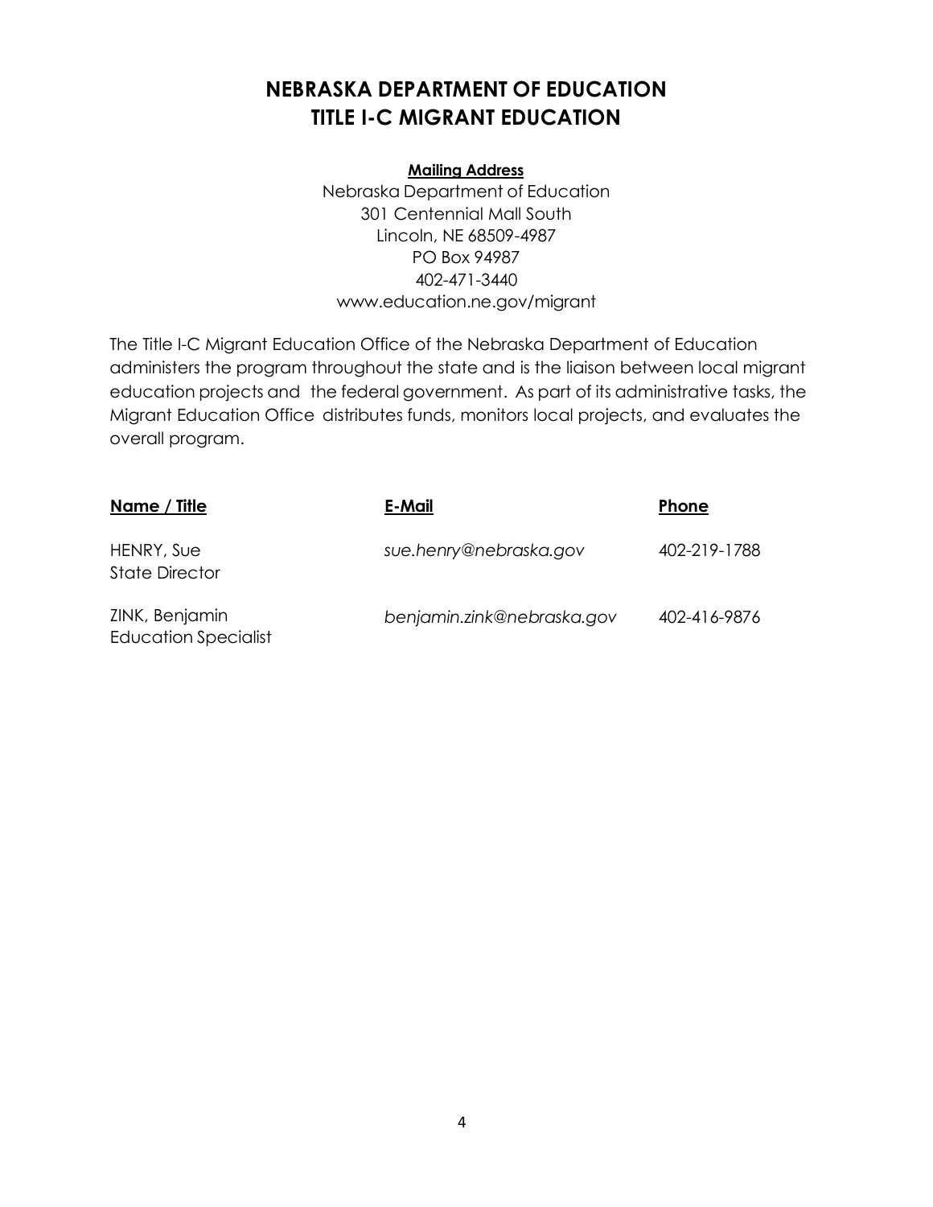# NEBRASKA DEPARTMENT OF EDUCATION
# TITLE I-C MIGRANT EDUCATION

**Mailing Address**

Nebraska Department of Education
301 Centennial Mall South
Lincoln, NE 68509-4987
PO Box 94987
402-471-3440
www.education.ne.gov/migrant

The Title I-C Migrant Education Office of the Nebraska Department of Education administers the program throughout the state and is the liaison between local migrant education projects and the federal government. As part of its administrative tasks, the Migrant Education Office distributes funds, monitors local projects, and evaluates the overall program.

| Name / Title | E-Mail | Phone |
|---|---|---|
| HENRY, Sue<br>State Director | *sue.henry@nebraska.gov* | 402-219-1788 |
| ZINK, Benjamin<br>Education Specialist | *benjamin.zink@nebraska.gov* | 402-416-9876 |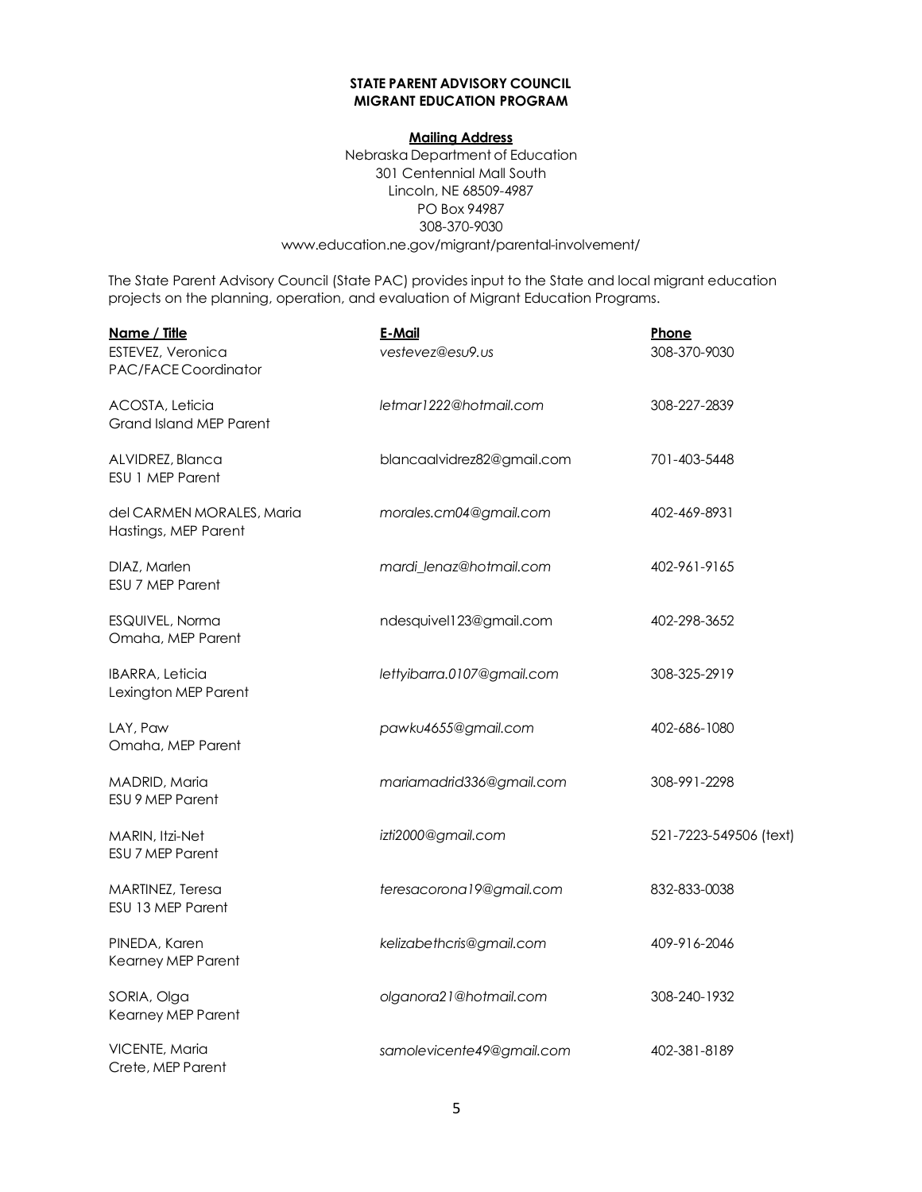**STATE PARENT ADVISORY COUNCIL**
**MIGRANT EDUCATION PROGRAM**

**Mailing Address**
Nebraska Department of Education
301 Centennial Mall South
Lincoln, NE 68509-4987
PO Box 94987
308-370-9030
www.education.ne.gov/migrant/parental-involvement/

The State Parent Advisory Council (State PAC) provides input to the State and local migrant education projects on the planning, operation, and evaluation of Migrant Education Programs.

| Name / Title | E-Mail | Phone |
|---|---|---|
| ESTEVEZ, Veronica<br>PAC/FACE Coordinator | *vestevez@esu9.us* | 308-370-9030 |
| ACOSTA, Leticia<br>Grand Island MEP Parent | *letmar1222@hotmail.com* | 308-227-2839 |
| ALVIDREZ, Blanca<br>ESU 1 MEP Parent | blancaalvidrez82@gmail.com | 701-403-5448 |
| del CARMEN MORALES, Maria<br>Hastings, MEP Parent | *morales.cm04@gmail.com* | 402-469-8931 |
| DIAZ, Marlen<br>ESU 7 MEP Parent | *mardi_lenaz@hotmail.com* | 402-961-9165 |
| ESQUIVEL, Norma<br>Omaha, MEP Parent | ndesquivel123@gmail.com | 402-298-3652 |
| IBARRA, Leticia<br>Lexington MEP Parent | *lettyibarra.0107@gmail.com* | 308-325-2919 |
| LAY, Paw<br>Omaha, MEP Parent | *pawku4655@gmail.com* | 402-686-1080 |
| MADRID, Maria<br>ESU 9 MEP Parent | *mariamadrid336@gmail.com* | 308-991-2298 |
| MARIN, Itzi-Net<br>ESU 7 MEP Parent | *izti2000@gmail.com* | 521-7223-549506 (text) |
| MARTINEZ, Teresa<br>ESU 13 MEP Parent | *teresacorona19@gmail.com* | 832-833-0038 |
| PINEDA, Karen<br>Kearney MEP Parent | *kelizabethcris@gmail.com* | 409-916-2046 |
| SORIA, Olga<br>Kearney MEP Parent | *olganora21@hotmail.com* | 308-240-1932 |
| VICENTE, Maria<br>Crete, MEP Parent | *samolevicente49@gmail.com* | 402-381-8189 |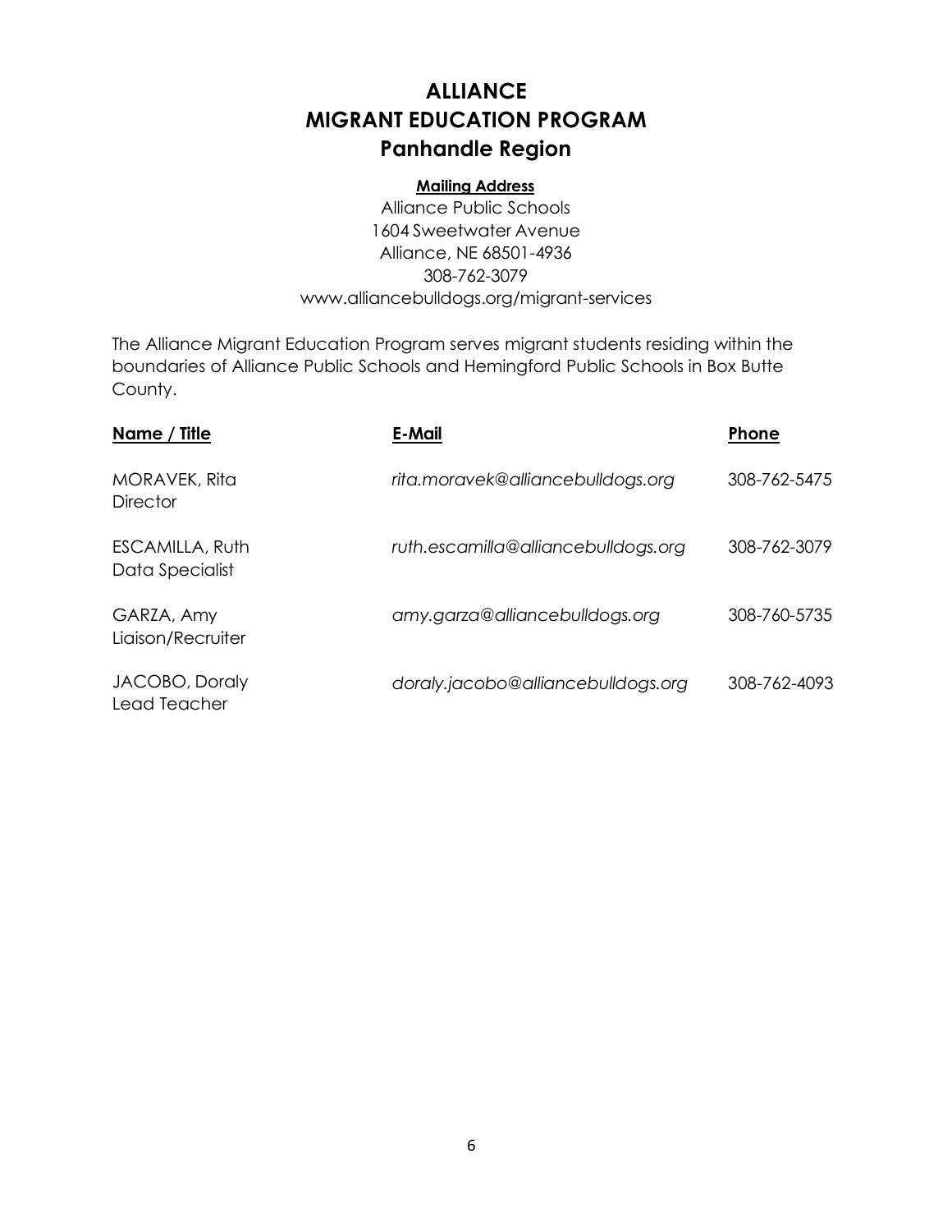# ALLIANCE
# MIGRANT EDUCATION PROGRAM
## Panhandle Region

**Mailing Address**

Alliance Public Schools
1604 Sweetwater Avenue
Alliance, NE 68501-4936
308-762-3079
www.alliancebulldogs.org/migrant-services

The Alliance Migrant Education Program serves migrant students residing within the boundaries of Alliance Public Schools and Hemingford Public Schools in Box Butte County.

| Name / Title | E-Mail | Phone |
|---|---|---|
| MORAVEK, Rita<br>Director | *rita.moravek@alliancebulldogs.org* | 308-762-5475 |
| ESCAMILLA, Ruth<br>Data Specialist | *ruth.escamilla@alliancebulldogs.org* | 308-762-3079 |
| GARZA, Amy<br>Liaison/Recruiter | *amy.garza@alliancebulldogs.org* | 308-760-5735 |
| JACOBO, Doraly<br>Lead Teacher | *doraly.jacobo@alliancebulldogs.org* | 308-762-4093 |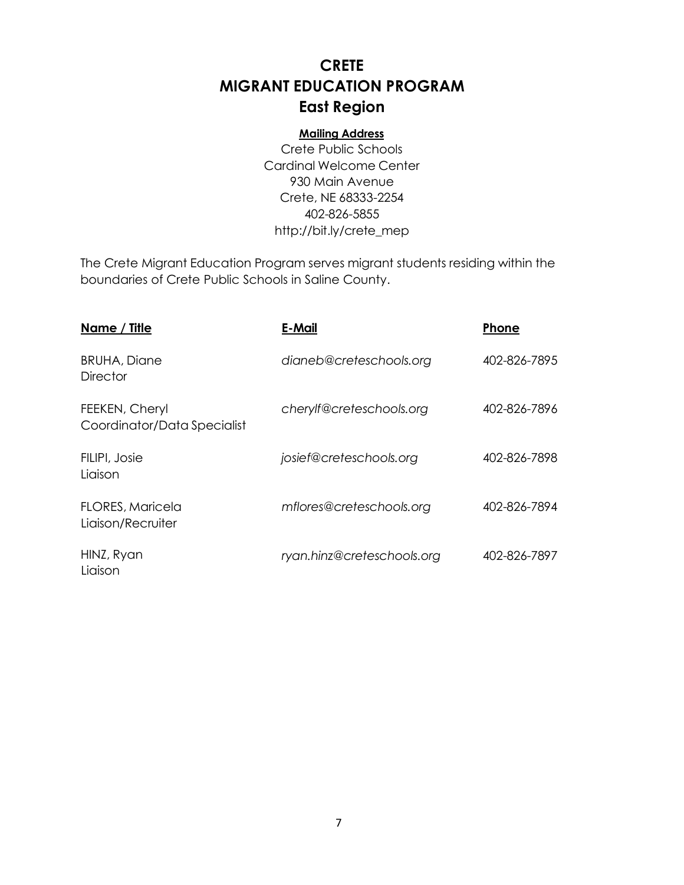# CRETE
# MIGRANT EDUCATION PROGRAM
## East Region

**Mailing Address**

Crete Public Schools
Cardinal Welcome Center
930 Main Avenue
Crete, NE 68333-2254
402-826-5855
http://bit.ly/crete_mep

The Crete Migrant Education Program serves migrant students residing within the boundaries of Crete Public Schools in Saline County.

| Name / Title | E-Mail | Phone |
|---|---|---|
| BRUHA, Diane<br>Director | *dianeb@creteschools.org* | 402-826-7895 |
| FEEKEN, Cheryl<br>Coordinator/Data Specialist | *cherylf@creteschools.org* | 402-826-7896 |
| FILIPI, Josie<br>Liaison | *josief@creteschools.org* | 402-826-7898 |
| FLORES, Maricela<br>Liaison/Recruiter | *mflores@creteschools.org* | 402-826-7894 |
| HINZ, Ryan<br>Liaison | *ryan.hinz@creteschools.org* | 402-826-7897 |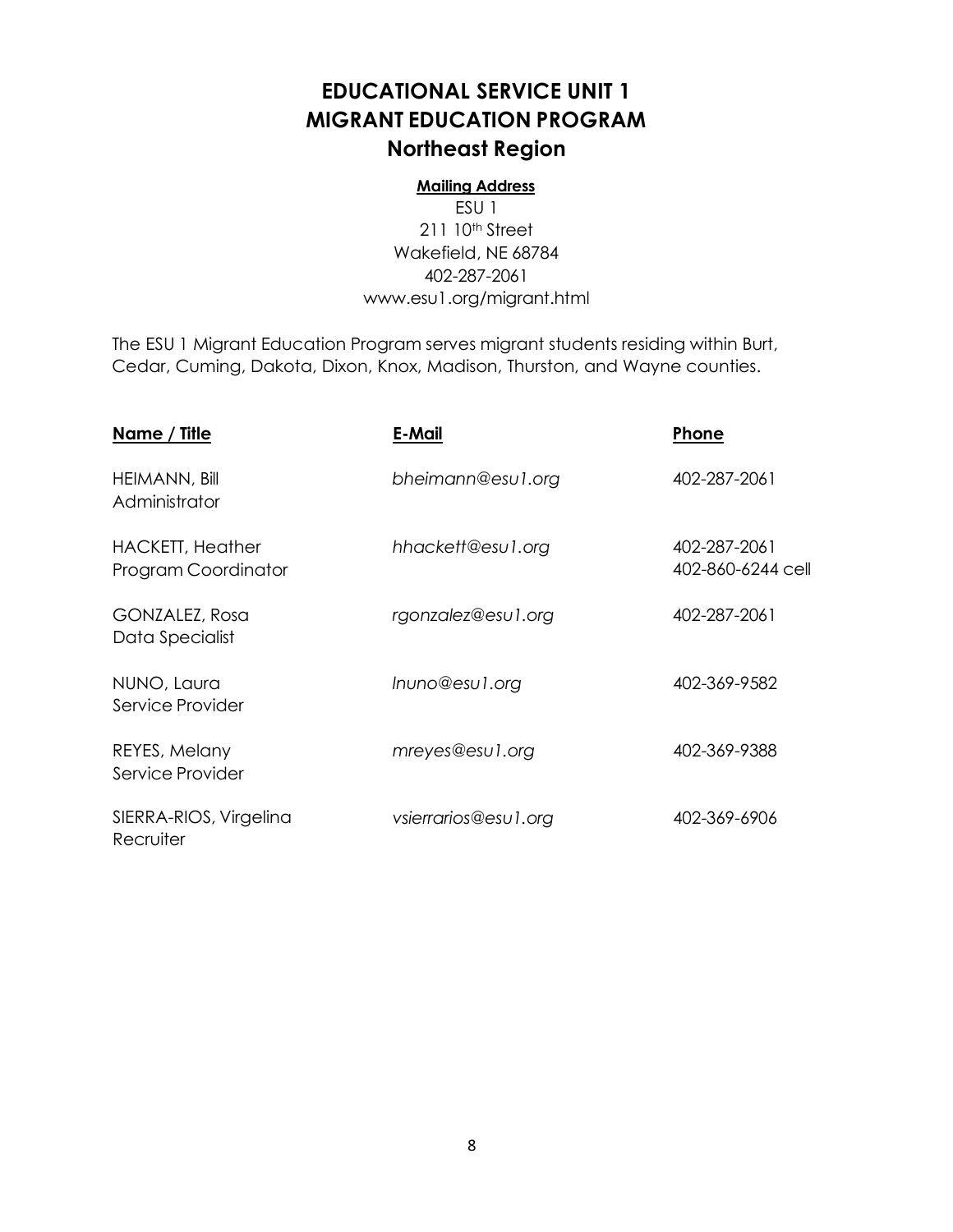# EDUCATIONAL SERVICE UNIT 1
# MIGRANT EDUCATION PROGRAM
## Northeast Region

**Mailing Address**

ESU 1
211 10th Street
Wakefield, NE 68784
402-287-2061
www.esu1.org/migrant.html

The ESU 1 Migrant Education Program serves migrant students residing within Burt, Cedar, Cuming, Dakota, Dixon, Knox, Madison, Thurston, and Wayne counties.

| Name / Title | E-Mail | Phone |
|---|---|---|
| HEIMANN, Bill<br>Administrator | *bheimann@esu1.org* | 402-287-2061 |
| HACKETT, Heather<br>Program Coordinator | *hhackett@esu1.org* | 402-287-2061<br>402-860-6244 cell |
| GONZALEZ, Rosa<br>Data Specialist | *rgonzalez@esu1.org* | 402-287-2061 |
| NUNO, Laura<br>Service Provider | *lnuno@esu1.org* | 402-369-9582 |
| REYES, Melany<br>Service Provider | *mreyes@esu1.org* | 402-369-9388 |
| SIERRA-RIOS, Virgelina<br>Recruiter | *vsierrarios@esu1.org* | 402-369-6906 |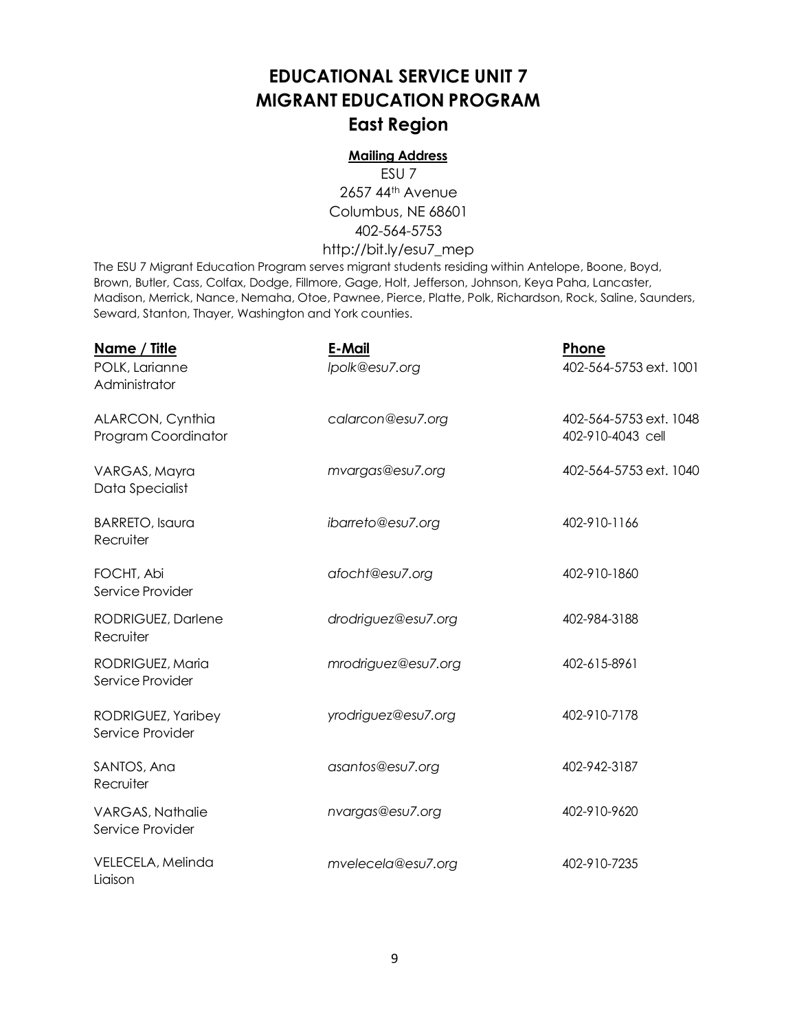# EDUCATIONAL SERVICE UNIT 7
# MIGRANT EDUCATION PROGRAM
## East Region

**Mailing Address**

ESU 7
2657 44th Avenue
Columbus, NE 68601
402-564-5753
http://bit.ly/esu7_mep

The ESU 7 Migrant Education Program serves migrant students residing within Antelope, Boone, Boyd, Brown, Butler, Cass, Colfax, Dodge, Fillmore, Gage, Holt, Jefferson, Johnson, Keya Paha, Lancaster, Madison, Merrick, Nance, Nemaha, Otoe, Pawnee, Pierce, Platte, Polk, Richardson, Rock, Saline, Saunders, Seward, Stanton, Thayer, Washington and York counties.

| Name / Title | E-Mail | Phone |
|---|---|---|
| POLK, Larianne<br>Administrator | *lpolk@esu7.org* | 402-564-5753 ext. 1001 |
| ALARCON, Cynthia<br>Program Coordinator | *calarcon@esu7.org* | 402-564-5753 ext. 1048<br>402-910-4043 cell |
| VARGAS, Mayra<br>Data Specialist | *mvargas@esu7.org* | 402-564-5753 ext. 1040 |
| BARRETO, Isaura<br>Recruiter | *ibarreto@esu7.org* | 402-910-1166 |
| FOCHT, Abi<br>Service Provider | *afocht@esu7.org* | 402-910-1860 |
| RODRIGUEZ, Darlene<br>Recruiter | *drodriguez@esu7.org* | 402-984-3188 |
| RODRIGUEZ, Maria<br>Service Provider | *mrodriguez@esu7.org* | 402-615-8961 |
| RODRIGUEZ, Yaribey<br>Service Provider | *yrodriguez@esu7.org* | 402-910-7178 |
| SANTOS, Ana<br>Recruiter | *asantos@esu7.org* | 402-942-3187 |
| VARGAS, Nathalie<br>Service Provider | *nvargas@esu7.org* | 402-910-9620 |
| VELECELA, Melinda<br>Liaison | *mvelecela@esu7.org* | 402-910-7235 |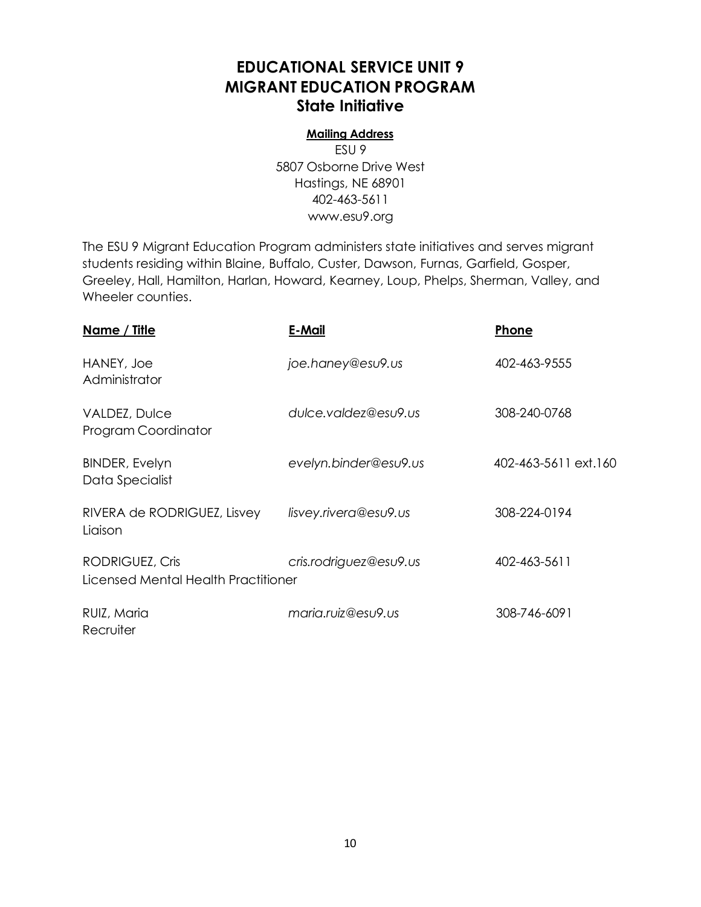# EDUCATIONAL SERVICE UNIT 9
# MIGRANT EDUCATION PROGRAM
## State Initiative

**Mailing Address**

ESU 9
5807 Osborne Drive West
Hastings, NE 68901
402-463-5611
www.esu9.org

The ESU 9 Migrant Education Program administers state initiatives and serves migrant students residing within Blaine, Buffalo, Custer, Dawson, Furnas, Garfield, Gosper, Greeley, Hall, Hamilton, Harlan, Howard, Kearney, Loup, Phelps, Sherman, Valley, and Wheeler counties.

| Name / Title | E-Mail | Phone |
|---|---|---|
| HANEY, Joe<br>Administrator | *joe.haney@esu9.us* | 402-463-9555 |
| VALDEZ, Dulce<br>Program Coordinator | *dulce.valdez@esu9.us* | 308-240-0768 |
| BINDER, Evelyn<br>Data Specialist | *evelyn.binder@esu9.us* | 402-463-5611 ext.160 |
| RIVERA de RODRIGUEZ, Lisvey<br>Liaison | *lisvey.rivera@esu9.us* | 308-224-0194 |
| RODRIGUEZ, Cris<br>Licensed Mental Health Practitioner | *cris.rodriguez@esu9.us* | 402-463-5611 |
| RUIZ, Maria<br>Recruiter | *maria.ruiz@esu9.us* | 308-746-6091 |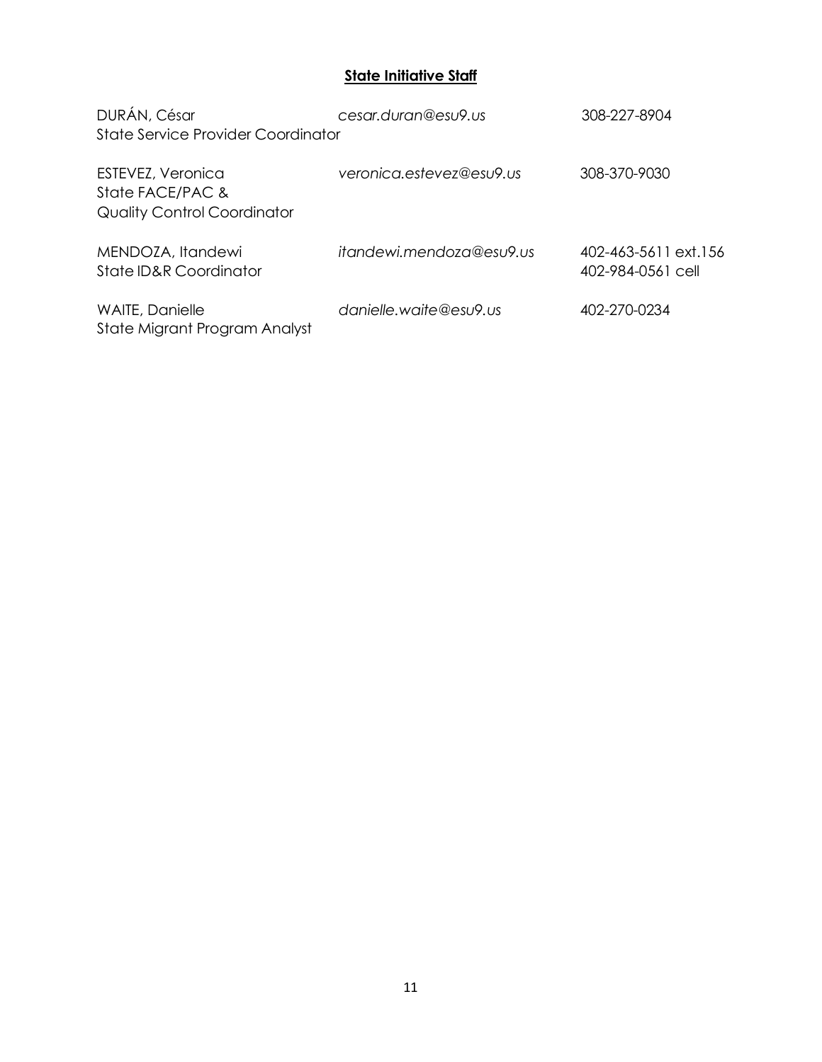## **State Initiative Staff**

| Name / Title | Email | Phone |
|---|---|---|
| DURÁN, César<br>State Service Provider Coordinator | *cesar.duran@esu9.us* | 308-227-8904 |
| ESTEVEZ, Veronica<br>State FACE/PAC &<br>Quality Control Coordinator | *veronica.estevez@esu9.us* | 308-370-9030 |
| MENDOZA, Itandewi<br>State ID&R Coordinator | *itandewi.mendoza@esu9.us* | 402-463-5611 ext.156<br>402-984-0561 cell |
| WAITE, Danielle<br>State Migrant Program Analyst | *danielle.waite@esu9.us* | 402-270-0234 |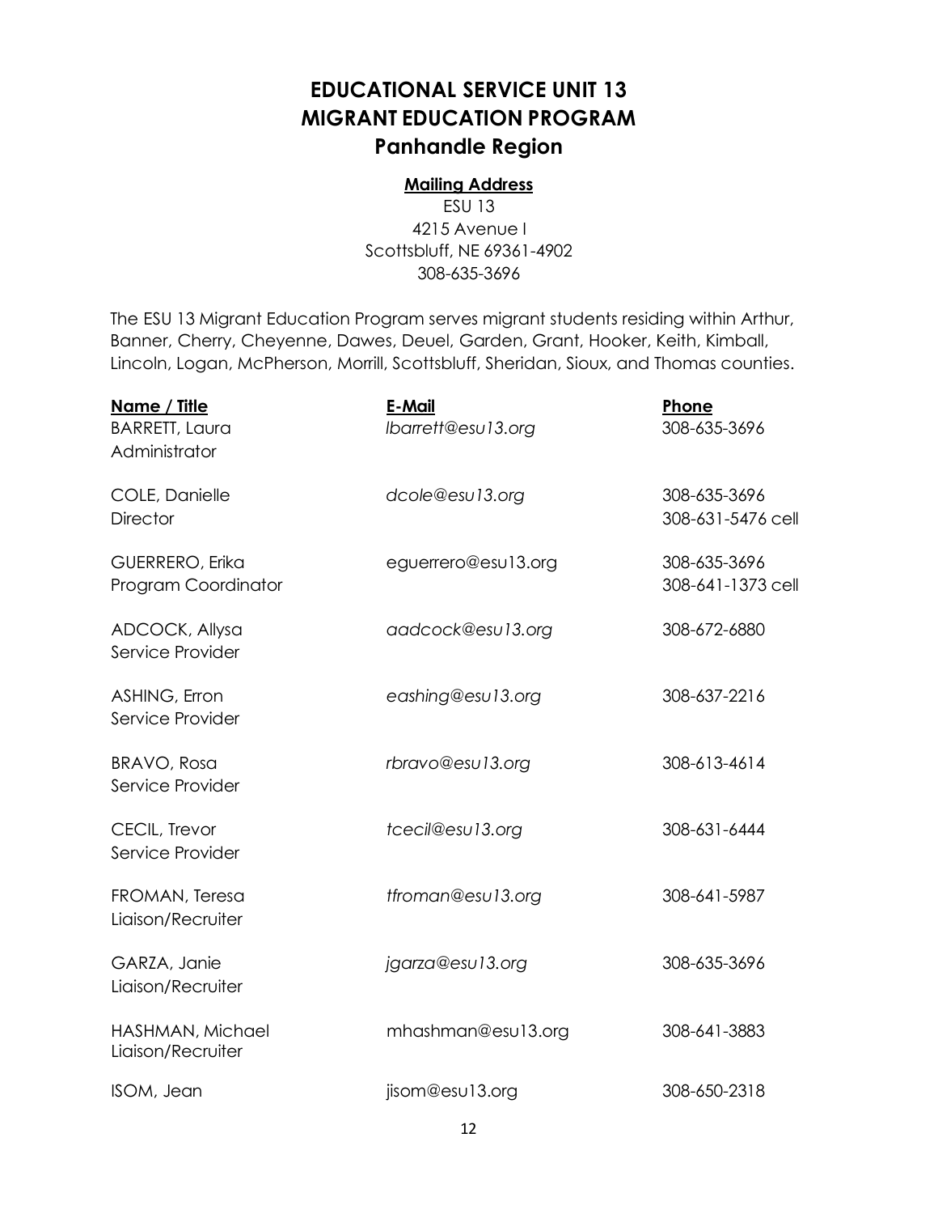# EDUCATIONAL SERVICE UNIT 13
# MIGRANT EDUCATION PROGRAM
## Panhandle Region

**Mailing Address**

ESU 13
4215 Avenue I
Scottsbluff, NE 69361-4902
308-635-3696

The ESU 13 Migrant Education Program serves migrant students residing within Arthur, Banner, Cherry, Cheyenne, Dawes, Deuel, Garden, Grant, Hooker, Keith, Kimball, Lincoln, Logan, McPherson, Morrill, Scottsbluff, Sheridan, Sioux, and Thomas counties.

| Name / Title | E-Mail | Phone |
|---|---|---|
| BARRETT, Laura<br>Administrator | *lbarrett@esu13.org* | 308-635-3696 |
| COLE, Danielle<br>Director | *dcole@esu13.org* | 308-635-3696<br>308-631-5476 cell |
| GUERRERO, Erika<br>Program Coordinator | eguerrero@esu13.org | 308-635-3696<br>308-641-1373 cell |
| ADCOCK, Allysa<br>Service Provider | *aadcock@esu13.org* | 308-672-6880 |
| ASHING, Erron<br>Service Provider | *eashing@esu13.org* | 308-637-2216 |
| BRAVO, Rosa<br>Service Provider | *rbravo@esu13.org* | 308-613-4614 |
| CECIL, Trevor<br>Service Provider | *tcecil@esu13.org* | 308-631-6444 |
| FROMAN, Teresa<br>Liaison/Recruiter | *tfroman@esu13.org* | 308-641-5987 |
| GARZA, Janie<br>Liaison/Recruiter | *jgarza@esu13.org* | 308-635-3696 |
| HASHMAN, Michael<br>Liaison/Recruiter | mhashman@esu13.org | 308-641-3883 |
| ISOM, Jean | jisom@esu13.org | 308-650-2318 |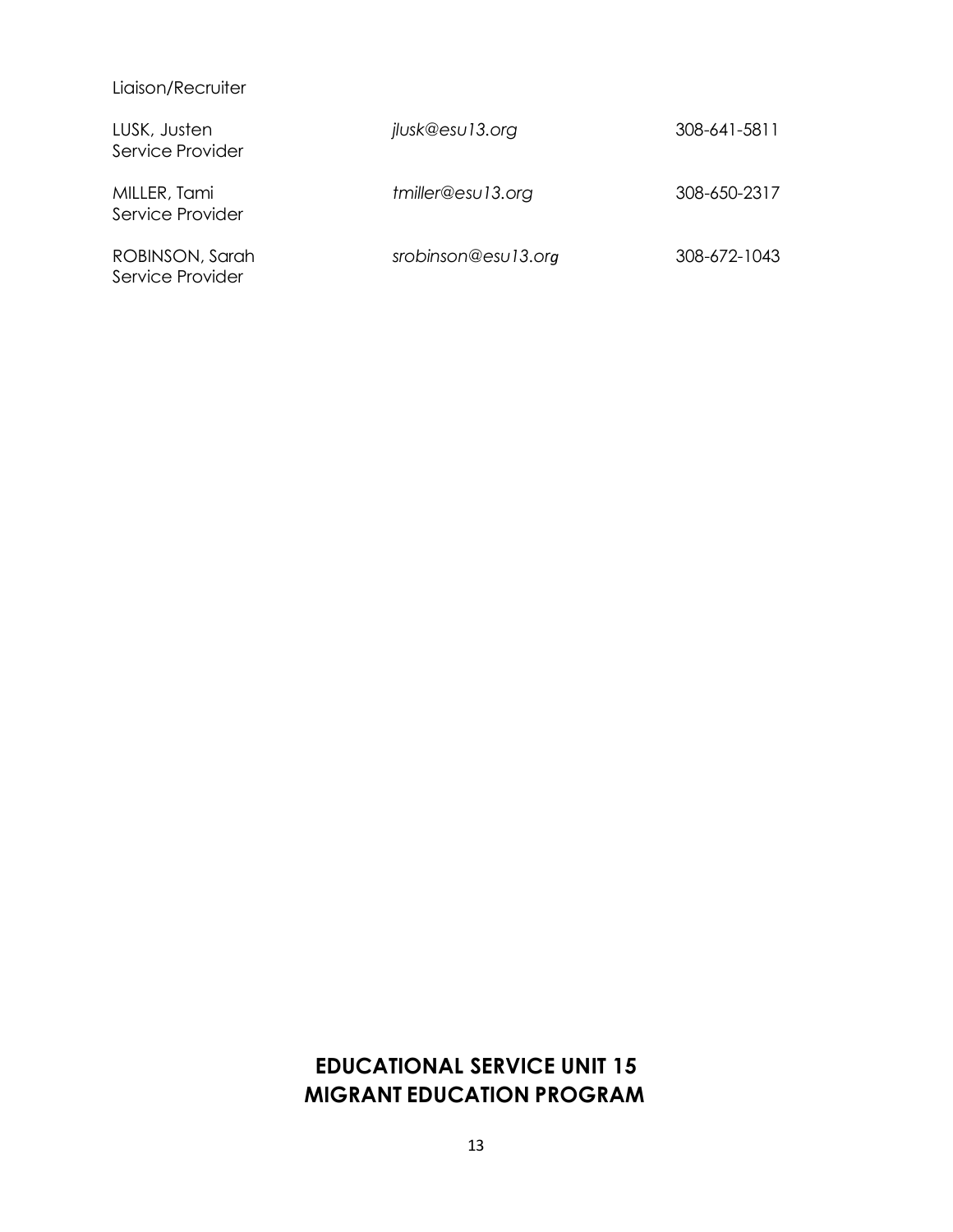Liaison/Recruiter

LUSK, Justen  
Service Provider | *jlusk@esu13.org* | 308-641-5811

MILLER, Tami  
Service Provider | *tmiller@esu13.org* | 308-650-2317

ROBINSON, Sarah  
Service Provider | *srobinson@esu13.org* | 308-672-1043

## EDUCATIONAL SERVICE UNIT 15
## MIGRANT EDUCATION PROGRAM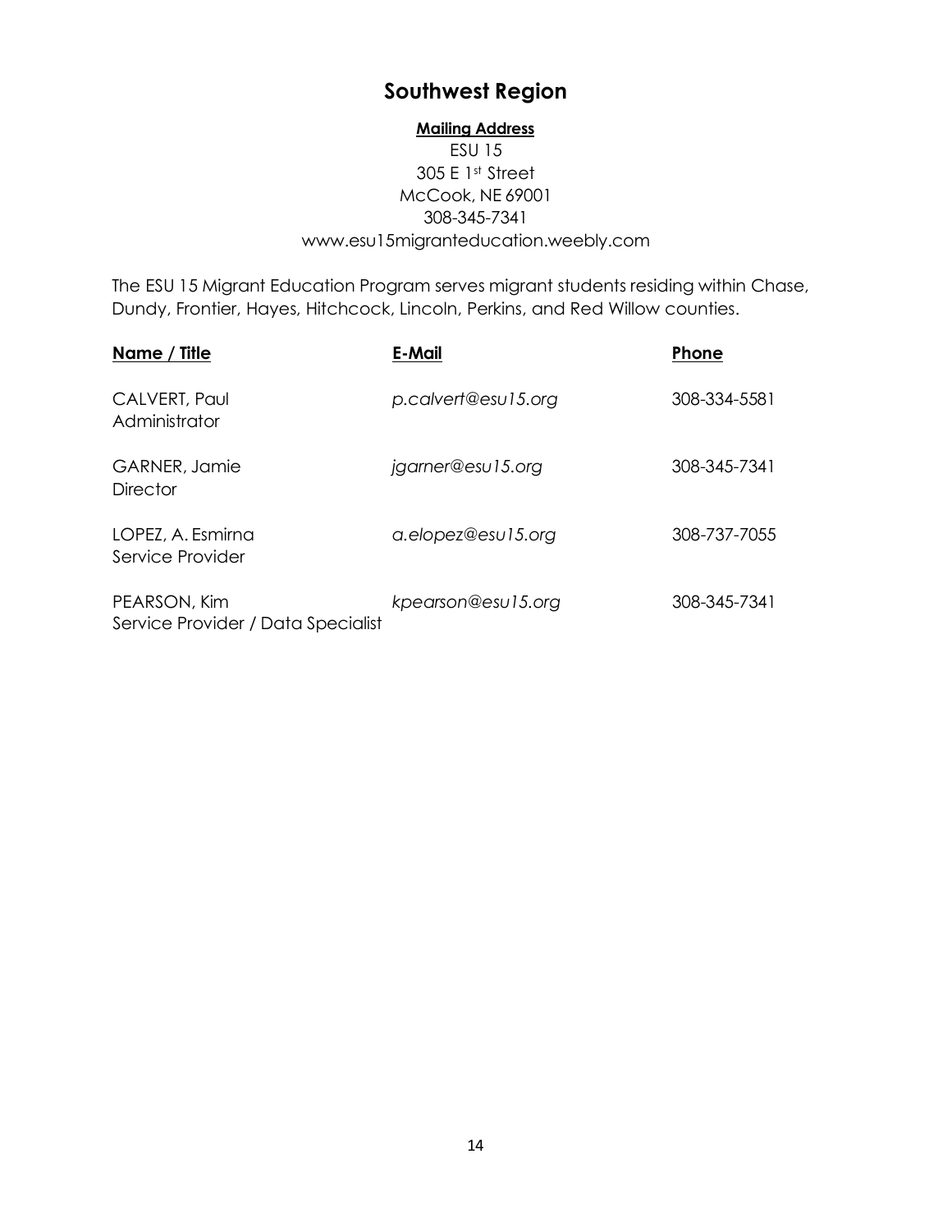# Southwest Region

**Mailing Address**
ESU 15
305 E 1st Street
McCook, NE 69001
308-345-7341
www.esu15migranteducation.weebly.com

The ESU 15 Migrant Education Program serves migrant students residing within Chase, Dundy, Frontier, Hayes, Hitchcock, Lincoln, Perkins, and Red Willow counties.

| Name / Title | E-Mail | Phone |
|---|---|---|
| CALVERT, Paul<br>Administrator | *p.calvert@esu15.org* | 308-334-5581 |
| GARNER, Jamie<br>Director | *jgarner@esu15.org* | 308-345-7341 |
| LOPEZ, A. Esmirna<br>Service Provider | *a.elopez@esu15.org* | 308-737-7055 |
| PEARSON, Kim<br>Service Provider / Data Specialist | *kpearson@esu15.org* | 308-345-7341 |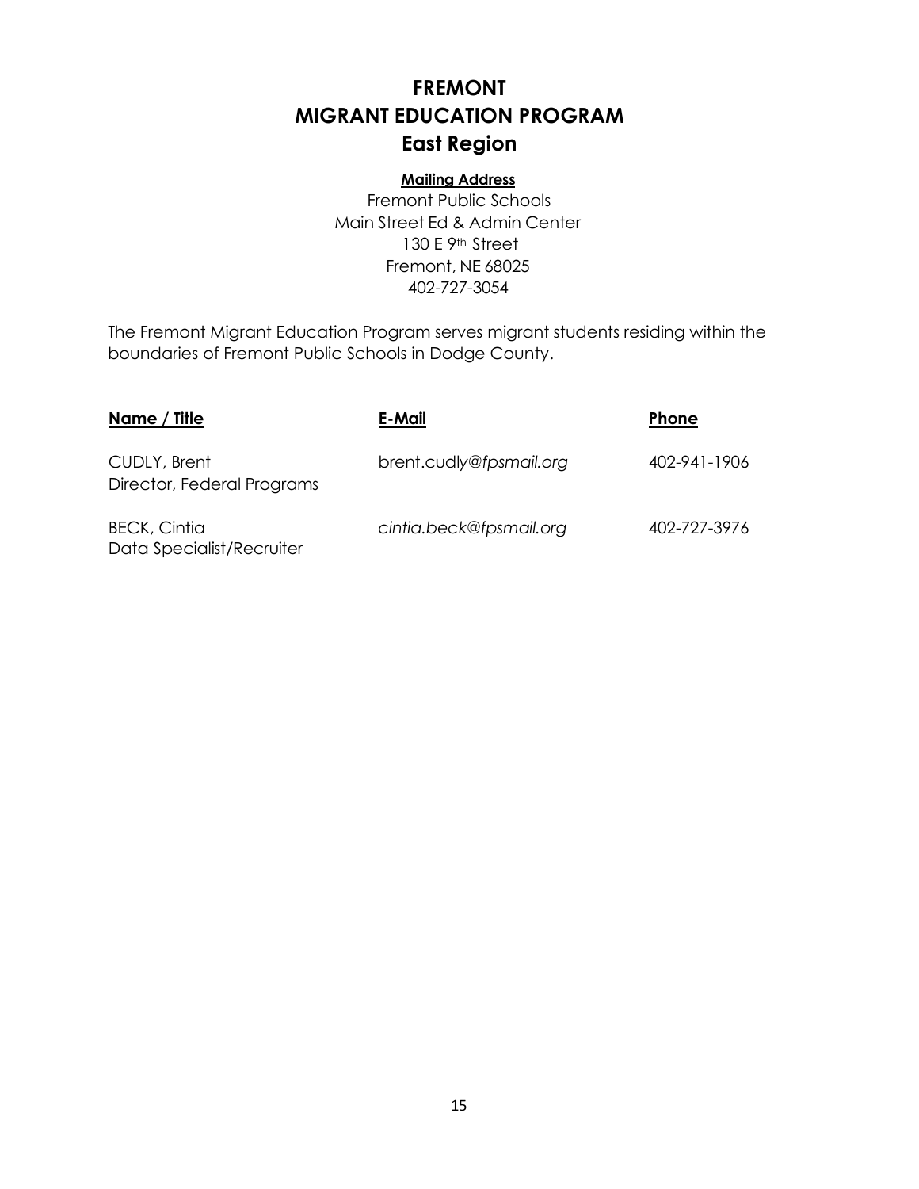# FREMONT
# MIGRANT EDUCATION PROGRAM
## East Region

**Mailing Address**

Fremont Public Schools
Main Street Ed & Admin Center
130 E 9th Street
Fremont, NE 68025
402-727-3054

The Fremont Migrant Education Program serves migrant students residing within the boundaries of Fremont Public Schools in Dodge County.

| Name / Title | E-Mail | Phone |
|---|---|---|
| CUDLY, Brent<br>Director, Federal Programs | brent.cudly@*fpsmail.org* | 402-941-1906 |
| BECK, Cintia<br>Data Specialist/Recruiter | *cintia.beck@fpsmail.org* | 402-727-3976 |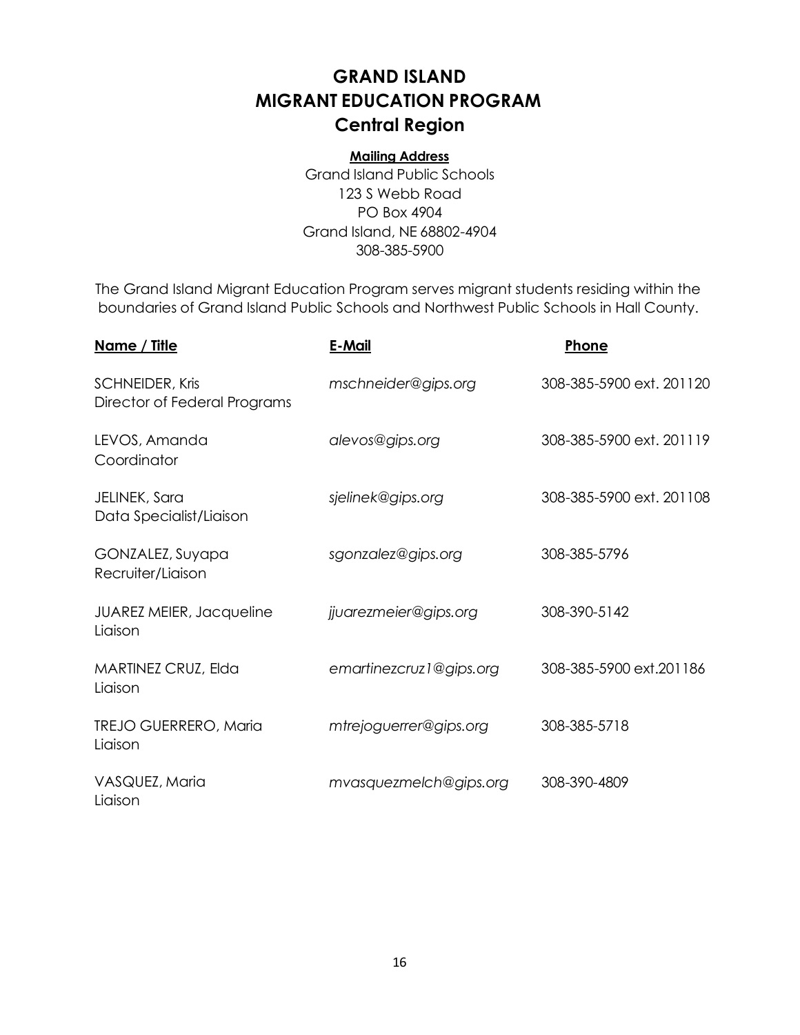# GRAND ISLAND
# MIGRANT EDUCATION PROGRAM
## Central Region

**Mailing Address**
Grand Island Public Schools
123 S Webb Road
PO Box 4904
Grand Island, NE 68802-4904
308-385-5900

The Grand Island Migrant Education Program serves migrant students residing within the boundaries of Grand Island Public Schools and Northwest Public Schools in Hall County.

| Name / Title | E-Mail | Phone |
|---|---|---|
| SCHNEIDER, Kris<br>Director of Federal Programs | *mschneider@gips.org* | 308-385-5900 ext. 201120 |
| LEVOS, Amanda<br>Coordinator | *alevos@gips.org* | 308-385-5900 ext. 201119 |
| JELINEK, Sara<br>Data Specialist/Liaison | *sjelinek@gips.org* | 308-385-5900 ext. 201108 |
| GONZALEZ, Suyapa<br>Recruiter/Liaison | *sgonzalez@gips.org* | 308-385-5796 |
| JUAREZ MEIER, Jacqueline<br>Liaison | *jjuarezmeier@gips.org* | 308-390-5142 |
| MARTINEZ CRUZ, Elda<br>Liaison | *emartinezcruz1@gips.org* | 308-385-5900 ext.201186 |
| TREJO GUERRERO, Maria<br>Liaison | *mtrejoguerrer@gips.org* | 308-385-5718 |
| VASQUEZ, Maria<br>Liaison | *mvasquezmelch@gips.org* | 308-390-4809 |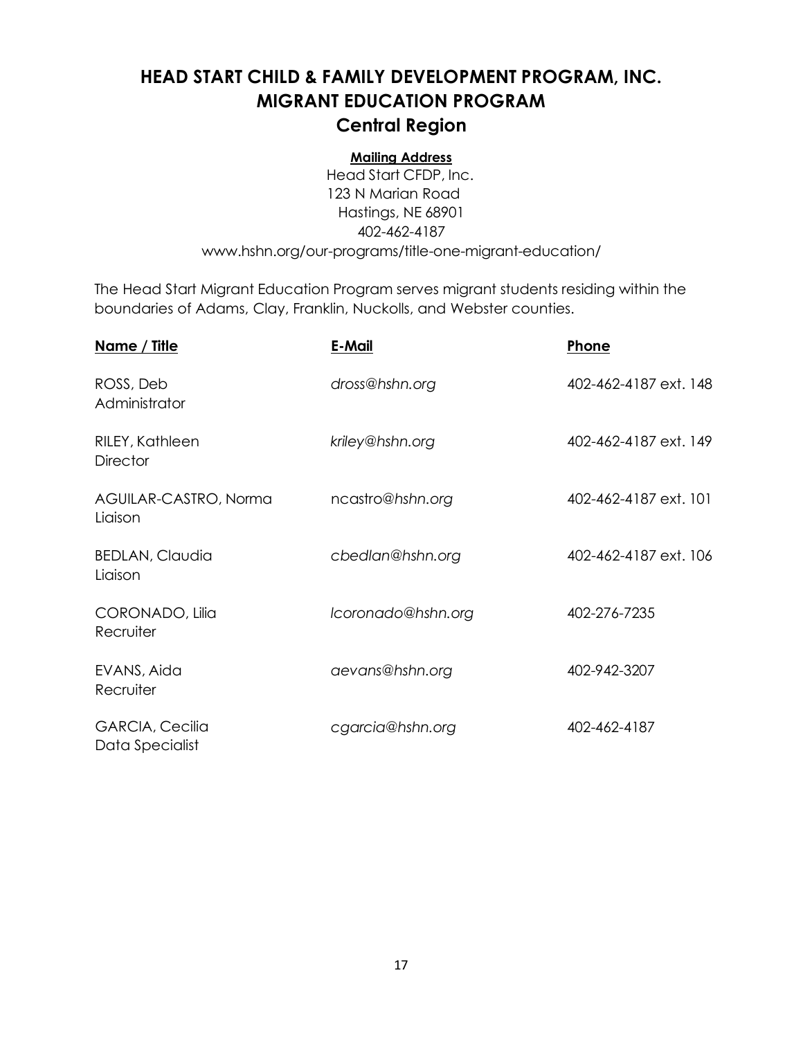# HEAD START CHILD & FAMILY DEVELOPMENT PROGRAM, INC.
# MIGRANT EDUCATION PROGRAM
## Central Region

**Mailing Address**

Head Start CFDP, Inc.
123 N Marian Road
Hastings, NE 68901
402-462-4187
www.hshn.org/our-programs/title-one-migrant-education/

The Head Start Migrant Education Program serves migrant students residing within the boundaries of Adams, Clay, Franklin, Nuckolls, and Webster counties.

| Name / Title | E-Mail | Phone |
|---|---|---|
| ROSS, Deb<br>Administrator | *dross@hshn.org* | 402-462-4187 ext. 148 |
| RILEY, Kathleen<br>Director | *kriley@hshn.org* | 402-462-4187 ext. 149 |
| AGUILAR-CASTRO, Norma<br>Liaison | ncastro@*hshn.org* | 402-462-4187 ext. 101 |
| BEDLAN, Claudia<br>Liaison | *cbedlan@hshn.org* | 402-462-4187 ext. 106 |
| CORONADO, Lilia<br>Recruiter | *lcoronado@hshn.org* | 402-276-7235 |
| EVANS, Aida<br>Recruiter | *aevans@hshn.org* | 402-942-3207 |
| GARCIA, Cecilia<br>Data Specialist | *cgarcia@hshn.org* | 402-462-4187 |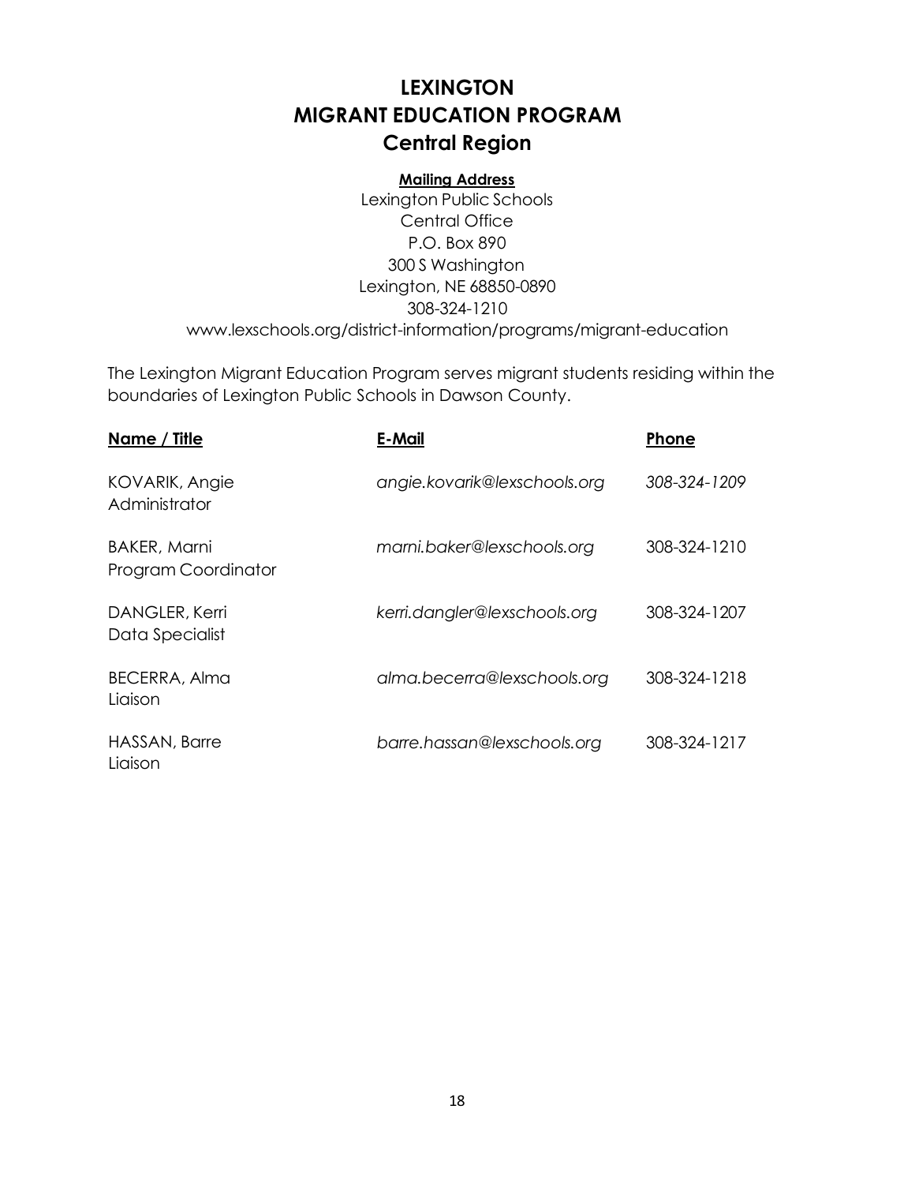# LEXINGTON
# MIGRANT EDUCATION PROGRAM
## Central Region

**Mailing Address**
Lexington Public Schools
Central Office
P.O. Box 890
300 S Washington
Lexington, NE 68850-0890
308-324-1210
www.lexschools.org/district-information/programs/migrant-education

The Lexington Migrant Education Program serves migrant students residing within the boundaries of Lexington Public Schools in Dawson County.

| Name / Title | E-Mail | Phone |
|---|---|---|
| KOVARIK, Angie<br>Administrator | *angie.kovarik@lexschools.org* | *308-324-1209* |
| BAKER, Marni<br>Program Coordinator | *marni.baker@lexschools.org* | 308-324-1210 |
| DANGLER, Kerri<br>Data Specialist | *kerri.dangler@lexschools.org* | 308-324-1207 |
| BECERRA, Alma<br>Liaison | *alma.becerra@lexschools.org* | 308-324-1218 |
| HASSAN, Barre<br>Liaison | *barre.hassan@lexschools.org* | 308-324-1217 |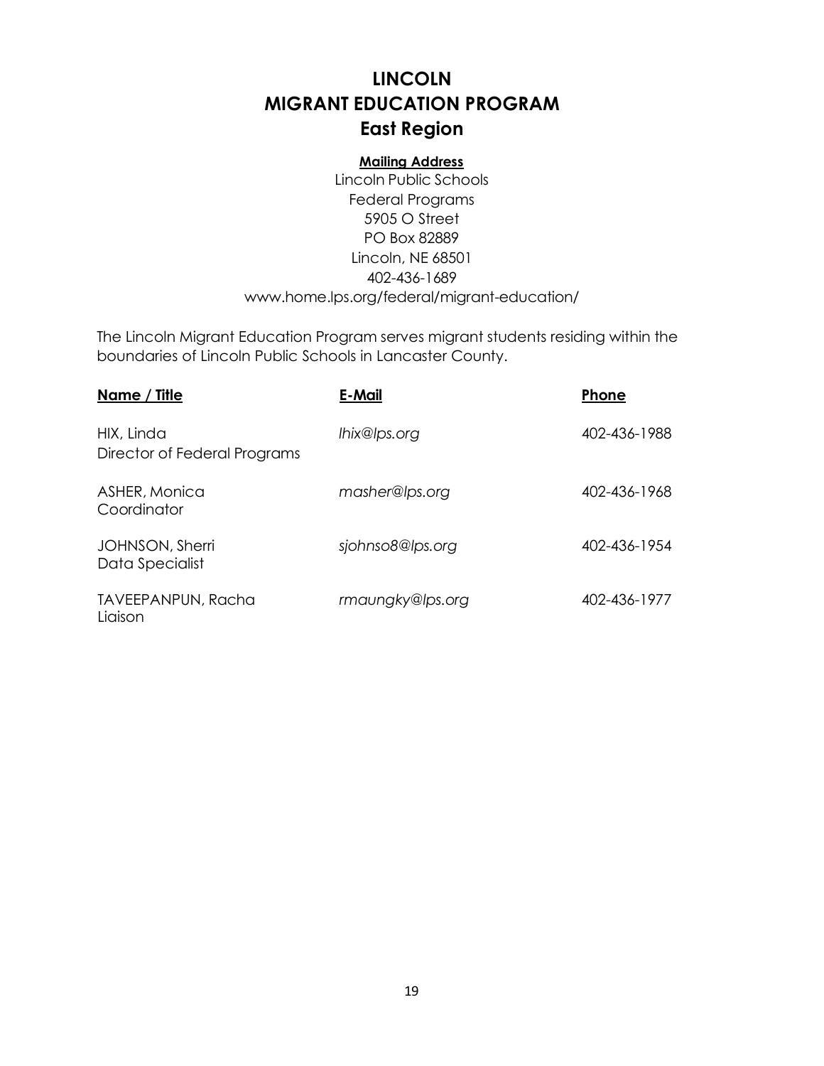# LINCOLN
# MIGRANT EDUCATION PROGRAM
# East Region

**Mailing Address**

Lincoln Public Schools
Federal Programs
5905 O Street
PO Box 82889
Lincoln, NE 68501
402-436-1689
www.home.lps.org/federal/migrant-education/

The Lincoln Migrant Education Program serves migrant students residing within the boundaries of Lincoln Public Schools in Lancaster County.

| Name / Title | E-Mail | Phone |
|---|---|---|
| HIX, Linda<br>Director of Federal Programs | *lhix@lps.org* | 402-436-1988 |
| ASHER, Monica<br>Coordinator | *masher@lps.org* | 402-436-1968 |
| JOHNSON, Sherri<br>Data Specialist | *sjohnso8@lps.org* | 402-436-1954 |
| TAVEEPANPUN, Racha<br>Liaison | *rmaungky@lps.org* | 402-436-1977 |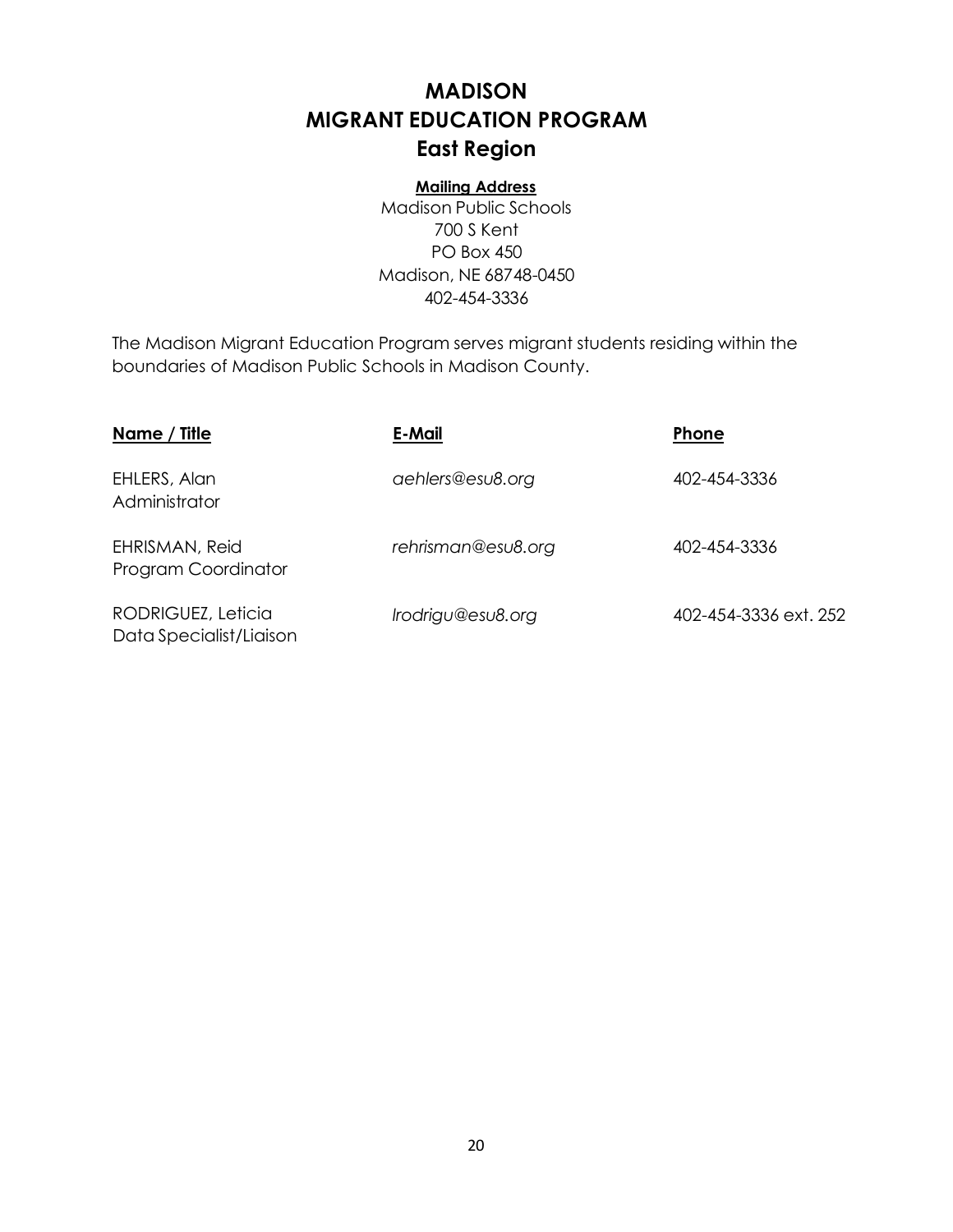# MADISON
# MIGRANT EDUCATION PROGRAM
## East Region

**Mailing Address**

Madison Public Schools
700 S Kent
PO Box 450
Madison, NE 68748-0450
402-454-3336

The Madison Migrant Education Program serves migrant students residing within the boundaries of Madison Public Schools in Madison County.

| Name / Title | E-Mail | Phone |
|---|---|---|
| EHLERS, Alan<br>Administrator | *aehlers@esu8.org* | 402-454-3336 |
| EHRISMAN, Reid<br>Program Coordinator | *rehrisman@esu8.org* | 402-454-3336 |
| RODRIGUEZ, Leticia<br>Data Specialist/Liaison | *lrodrigu@esu8.org* | 402-454-3336 ext. 252 |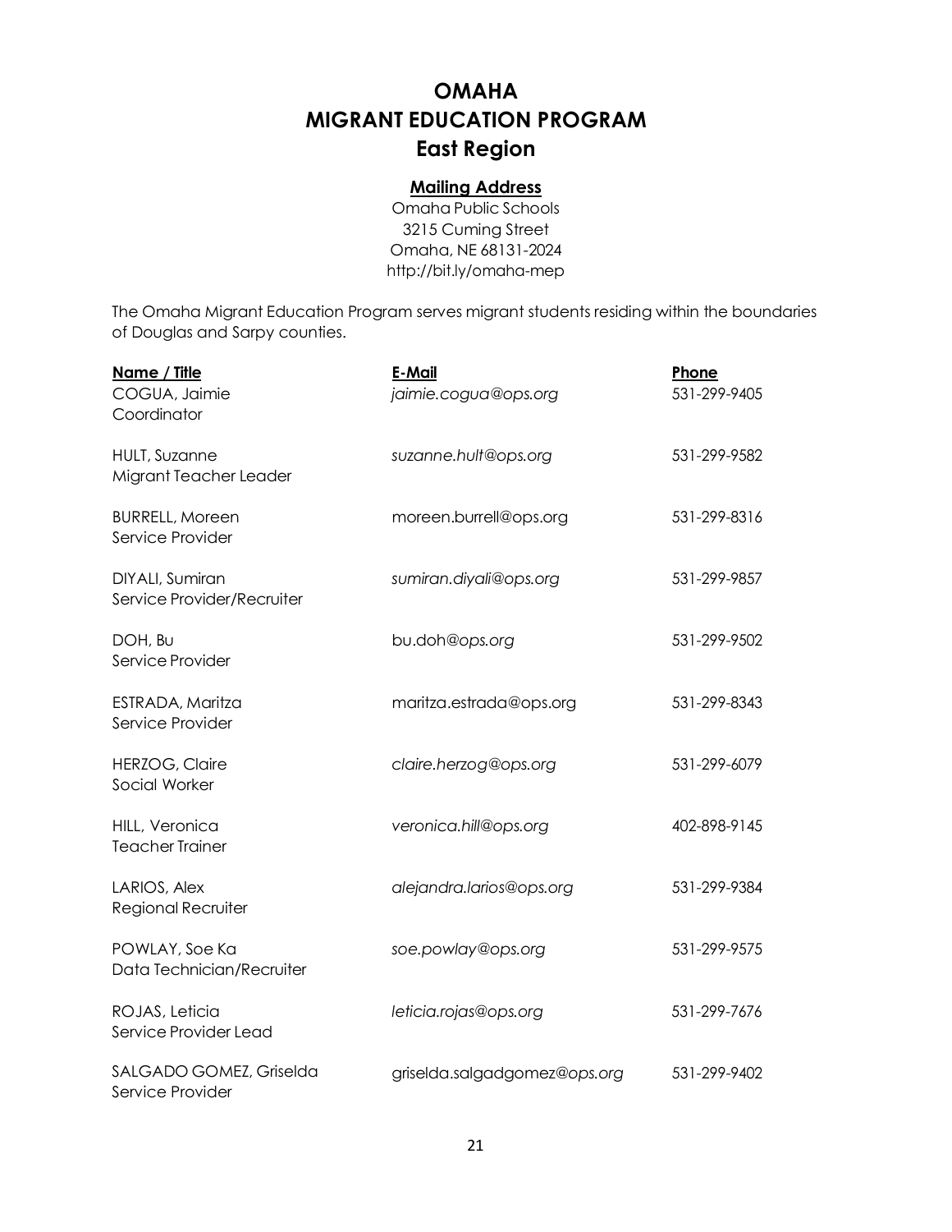# OMAHA
# MIGRANT EDUCATION PROGRAM
# East Region

**Mailing Address**

Omaha Public Schools
3215 Cuming Street
Omaha, NE 68131-2024
http://bit.ly/omaha-mep

The Omaha Migrant Education Program serves migrant students residing within the boundaries of Douglas and Sarpy counties.

| Name / Title | E-Mail | Phone |
|---|---|---|
| COGUA, Jaimie<br>Coordinator | *jaimie.cogua@ops.org* | 531-299-9405 |
| HULT, Suzanne<br>Migrant Teacher Leader | *suzanne.hult@ops.org* | 531-299-9582 |
| BURRELL, Moreen<br>Service Provider | moreen.burrell@ops.org | 531-299-8316 |
| DIYALI, Sumiran<br>Service Provider/Recruiter | *sumiran.diyali@ops.org* | 531-299-9857 |
| DOH, Bu<br>Service Provider | bu.doh@*ops.org* | 531-299-9502 |
| ESTRADA, Maritza<br>Service Provider | maritza.estrada@ops.org | 531-299-8343 |
| HERZOG, Claire<br>Social Worker | *claire.herzog@ops.org* | 531-299-6079 |
| HILL, Veronica<br>Teacher Trainer | *veronica.hill@ops.org* | 402-898-9145 |
| LARIOS, Alex<br>Regional Recruiter | *alejandra.larios@ops.org* | 531-299-9384 |
| POWLAY, Soe Ka<br>Data Technician/Recruiter | *soe.powlay@ops.org* | 531-299-9575 |
| ROJAS, Leticia<br>Service Provider Lead | *leticia.rojas@ops.org* | 531-299-7676 |
| SALGADO GOMEZ, Griselda<br>Service Provider | griselda.salgadgomez@*ops.org* | 531-299-9402 |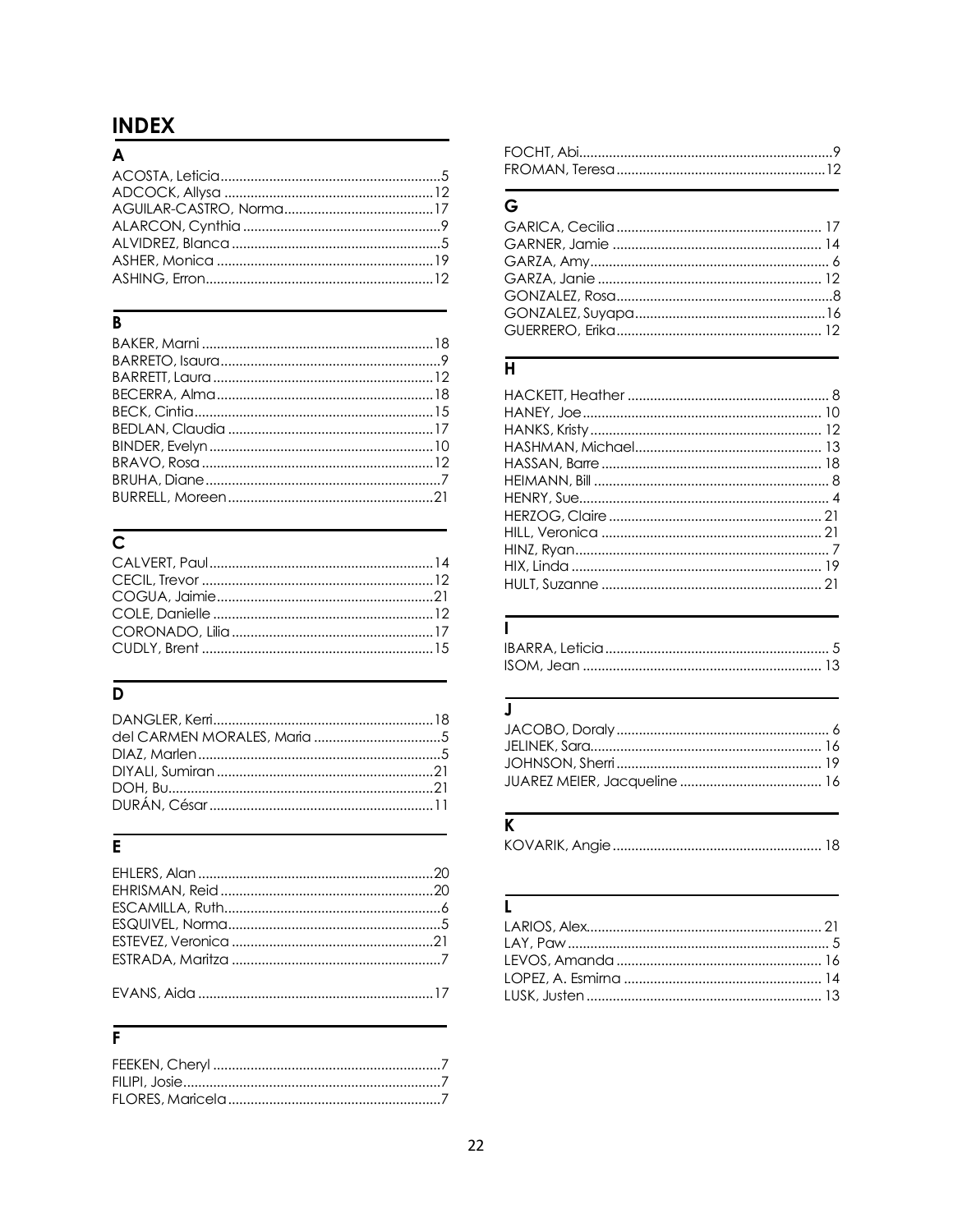# INDEX

## A

ACOSTA, Leticia..........5
ADCOCK, Allysa..........12
AGUILAR-CASTRO, Norma..........17
ALARCON, Cynthia..........9
ALVIDREZ, Blanca..........5
ASHER, Monica..........19
ASHING, Erron..........12

## B

BAKER, Marni..........18
BARRETO, Isaura..........9
BARRETT, Laura..........12
BECERRA, Alma..........18
BECK, Cintia..........15
BEDLAN, Claudia..........17
BINDER, Evelyn..........10
BRAVO, Rosa..........12
BRUHA, Diane..........7
BURRELL, Moreen..........21

## C

CALVERT, Paul..........14
CECIL, Trevor..........12
COGUA, Jaimie..........21
COLE, Danielle..........12
CORONADO, Lilia..........17
CUDLY, Brent..........15

## D

DANGLER, Kerri..........18
del CARMEN MORALES, Maria..........5
DIAZ, Marlen..........5
DIYALI, Sumiran..........21
DOH, Bu..........21
DURÁN, César..........11

## E

EHLERS, Alan..........20
EHRISMAN, Reid..........20
ESCAMILLA, Ruth..........6
ESQUIVEL, Norma..........5
ESTEVEZ, Veronica..........21
ESTRADA, Maritza..........7

EVANS, Aida..........17

## F

FEEKEN, Cheryl..........7
FILIPI, Josie..........7
FLORES, Maricela..........7
FOCHT, Abi..........9
FROMAN, Teresa..........12

## G

GARICA, Cecilia..........17
GARNER, Jamie..........14
GARZA, Amy..........6
GARZA, Janie..........12
GONZALEZ, Rosa..........8
GONZALEZ, Suyapa..........16
GUERRERO, Erika..........12

## H

HACKETT, Heather..........8
HANEY, Joe..........10
HANKS, Kristy..........12
HASHMAN, Michael..........13
HASSAN, Barre..........18
HEIMANN, Bill..........8
HENRY, Sue..........4
HERZOG, Claire..........21
HILL, Veronica..........21
HINZ, Ryan..........7
HIX, Linda..........19
HULT, Suzanne..........21

## I

IBARRA, Leticia..........5
ISOM, Jean..........13

## J

JACOBO, Doraly..........6
JELINEK, Sara..........16
JOHNSON, Sherri..........19
JUAREZ MEIER, Jacqueline..........16

## K

KOVARIK, Angie..........18

## L

LARIOS, Alex..........21
LAY, Paw..........5
LEVOS, Amanda..........16
LOPEZ, A. Esmirna..........14
LUSK, Justen..........13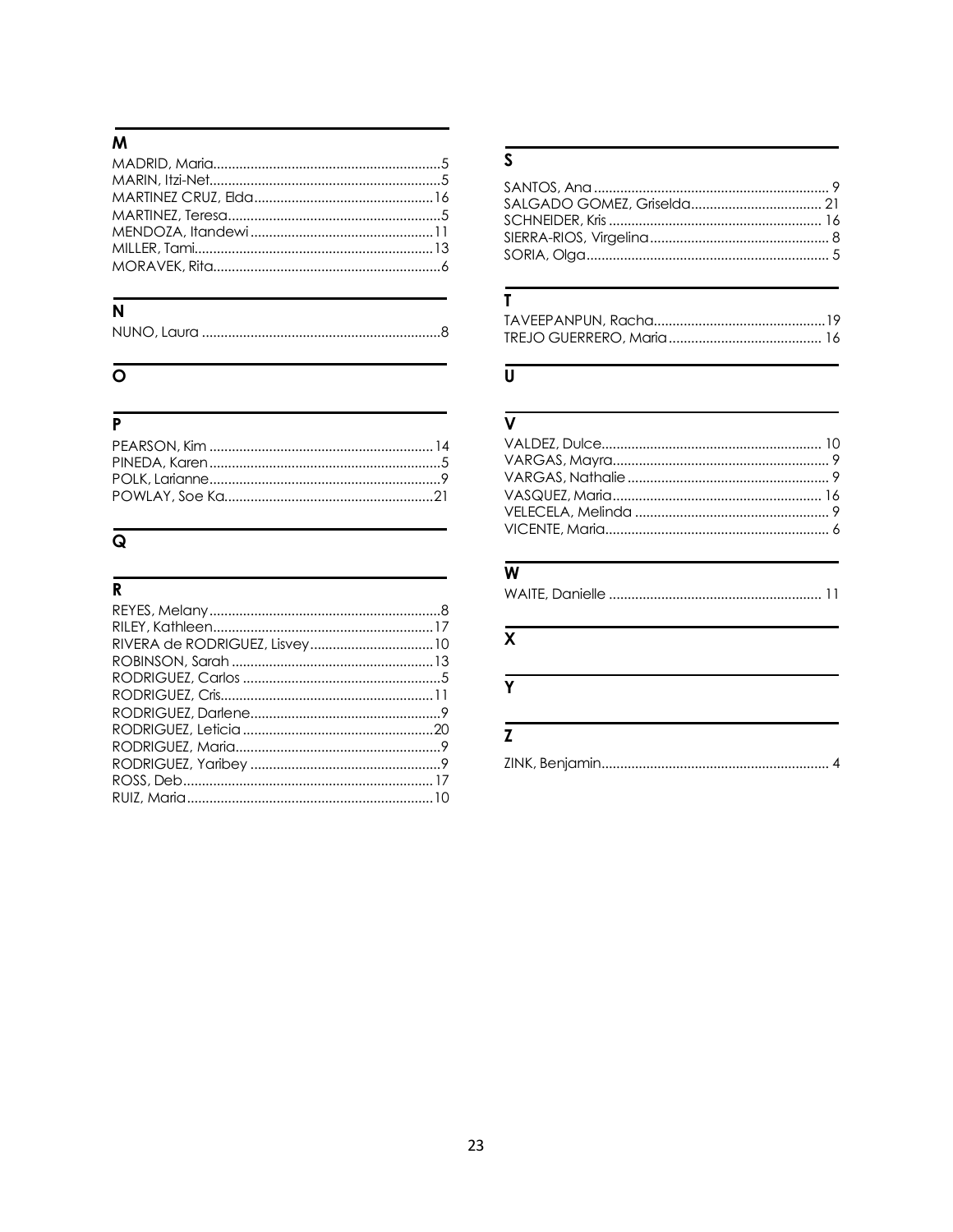## M

MADRID, Maria............................................................5
MARIN, Itzi-Net............................................................5
MARTINEZ CRUZ, Elda................................................16
MARTINEZ, Teresa........................................................5
MENDOZA, Itandewi.................................................11
MILLER, Tami................................................................13
MORAVEK, Rita............................................................6

## N

NUNO, Laura ................................................................8

## O

## P

PEARSON, Kim ...........................................................14
PINEDA, Karen..............................................................5
POLK, Larianne.............................................................9
POWLAY, Soe Ka........................................................21

## Q

## R

REYES, Melany..............................................................8
RILEY, Kathleen...........................................................17
RIVERA de RODRIGUEZ, Lisvey.................................10
ROBINSON, Sarah ......................................................13
RODRIGUEZ, Carlos ....................................................5
RODRIGUEZ, Cris.........................................................11
RODRIGUEZ, Darlene..................................................9
RODRIGUEZ, Leticia ...................................................20
RODRIGUEZ, Maria......................................................9
RODRIGUEZ, Yaribey ...................................................9
ROSS, Deb..................................................................17
RUIZ, Maria.................................................................10

## S

SANTOS, Ana ............................................................... 9
SALGADO GOMEZ, Griselda................................... 21
SCHNEIDER, Kris ......................................................... 16
SIERRA-RIOS, Virgelina................................................ 8
SORIA, Olga................................................................. 5

## T

TAVEEPANPUN, Racha..............................................19
TREJO GUERRERO, Maria......................................... 16

## U

## V

VALDEZ, Dulce........................................................... 10
VARGAS, Mayra.......................................................... 9
VARGAS, Nathalie ...................................................... 9
VASQUEZ, Maria........................................................ 16
VELECELA, Melinda .................................................... 9
VICENTE, Maria............................................................ 6

## W

WAITE, Danielle ......................................................... 11

## X

## Y

## Z

ZINK, Benjamin............................................................. 4